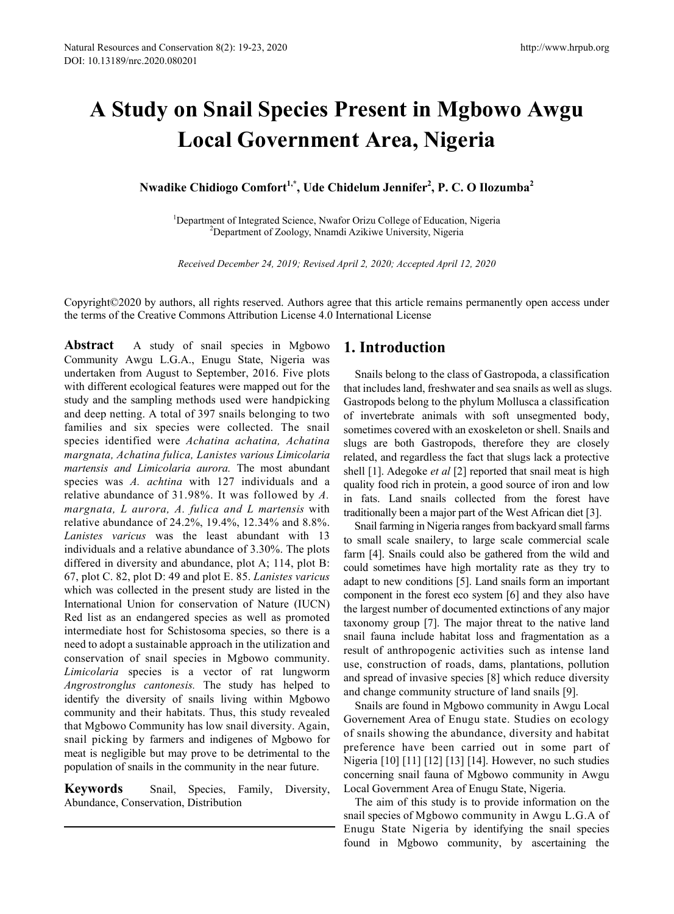# A Study on Snail Species Present in Mgbowo Awgu Local Government Area, Nigeria

**Nwadike Chidiogo Comfort[1,*], Ude Chidelum Jennifer[2], P. C. O Ilozumba[2]**

[1]Department of Integrated Science, Nwafor Orizu College of Education, Nigeria
[2]Department of Zoology, Nnamdi Azikiwe University, Nigeria

*Received December 24, 2019; Revised April 2, 2020; Accepted April 12, 2020*

Copyright©2020 by authors, all rights reserved. Authors agree that this article remains permanently open access under the terms of the Creative Commons Attribution License 4.0 International License

**Abstract** A study of snail species in Mgbowo Community Awgu L.G.A., Enugu State, Nigeria was undertaken from August to September, 2016. Five plots with different ecological features were mapped out for the study and the sampling methods used were handpicking and deep netting. A total of 397 snails belonging to two families and six species were collected. The snail species identified were *Achatina achatina, Achatina margnata, Achatina fulica, Lanistes various Limicolaria martensis and Limicolaria aurora.* The most abundant species was *A. achtina* with 127 individuals and a relative abundance of 31.98%. It was followed by *A. margnata, L aurora, A. fulica and L martensis* with relative abundance of 24.2%, 19.4%, 12.34% and 8.8%. *Lanistes varicus* was the least abundant with 13 individuals and a relative abundance of 3.30%. The plots differed in diversity and abundance, plot A; 114, plot B: 67, plot C. 82, plot D: 49 and plot E. 85. *Lanistes varicus* which was collected in the present study are listed in the International Union for conservation of Nature (IUCN) Red list as an endangered species as well as promoted intermediate host for Schistosoma species, so there is a need to adopt a sustainable approach in the utilization and conservation of snail species in Mgbowo community. *Limicolaria* species is a vector of rat lungworm *Angrostronglus cantonesis.* The study has helped to identify the diversity of snails living within Mgbowo community and their habitats. Thus, this study revealed that Mgbowo Community has low snail diversity. Again, snail picking by farmers and indigenes of Mgbowo for meat is negligible but may prove to be detrimental to the population of snails in the community in the near future.

**Keywords** Snail, Species, Family, Diversity, Abundance, Conservation, Distribution

## 1. Introduction

Snails belong to the class of Gastropoda, a classification that includes land, freshwater and sea snails as well as slugs. Gastropods belong to the phylum Mollusca a classification of invertebrate animals with soft unsegmented body, sometimes covered with an exoskeleton or shell. Snails and slugs are both Gastropods, therefore they are closely related, and regardless the fact that slugs lack a protective shell [1]. Adegoke *et al* [2] reported that snail meat is high quality food rich in protein, a good source of iron and low in fats. Land snails collected from the forest have traditionally been a major part of the West African diet [3].

Snail farming in Nigeria ranges from backyard small farms to small scale snailery, to large scale commercial scale farm [4]. Snails could also be gathered from the wild and could sometimes have high mortality rate as they try to adapt to new conditions [5]. Land snails form an important component in the forest eco system [6] and they also have the largest number of documented extinctions of any major taxonomy group [7]. The major threat to the native land snail fauna include habitat loss and fragmentation as a result of anthropogenic activities such as intense land use, construction of roads, dams, plantations, pollution and spread of invasive species [8] which reduce diversity and change community structure of land snails [9].

Snails are found in Mgbowo community in Awgu Local Governement Area of Enugu state. Studies on ecology of snails showing the abundance, diversity and habitat preference have been carried out in some part of Nigeria [10] [11] [12] [13] [14]. However, no such studies concerning snail fauna of Mgbowo community in Awgu Local Government Area of Enugu State, Nigeria.

The aim of this study is to provide information on the snail species of Mgbowo community in Awgu L.G.A of Enugu State Nigeria by identifying the snail species found in Mgbowo community, by ascertaining the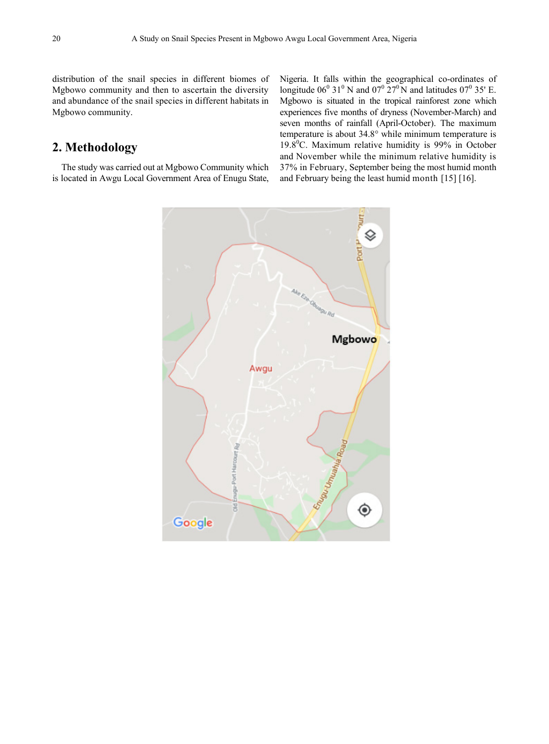distribution of the snail species in different biomes of Mgbowo community and then to ascertain the diversity and abundance of the snail species in different habitats in Mgbowo community.

## 2. Methodology

The study was carried out at Mgbowo Community which is located in Awgu Local Government Area of Enugu State, Nigeria. It falls within the geographical co-ordinates of longitude $06^0$ $31^0$ N and $07^0$ $27^0$ N and latitudes $07^0$ 35' E. Mgbowo is situated in the tropical rainforest zone which experiences five months of dryness (November-March) and seven months of rainfall (April-October). The maximum temperature is about 34.8° while minimum temperature is $19.8^0$C. Maximum relative humidity is 99% in October and November while the minimum relative humidity is 37% in February, September being the most humid month and February being the least humid month [15] [16].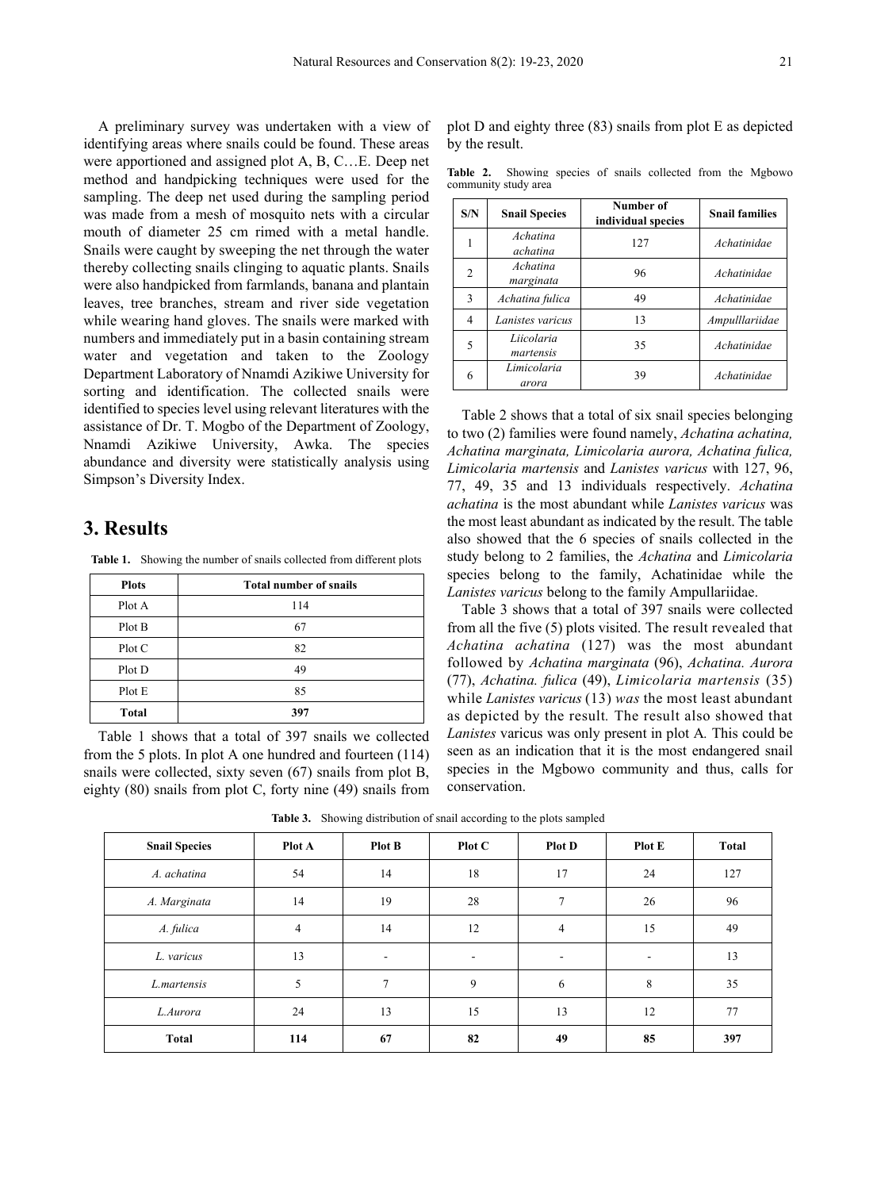A preliminary survey was undertaken with a view of identifying areas where snails could be found. These areas were apportioned and assigned plot A, B, C…E. Deep net method and handpicking techniques were used for the sampling. The deep net used during the sampling period was made from a mesh of mosquito nets with a circular mouth of diameter 25 cm rimed with a metal handle. Snails were caught by sweeping the net through the water thereby collecting snails clinging to aquatic plants. Snails were also handpicked from farmlands, banana and plantain leaves, tree branches, stream and river side vegetation while wearing hand gloves. The snails were marked with numbers and immediately put in a basin containing stream water and vegetation and taken to the Zoology Department Laboratory of Nnamdi Azikiwe University for sorting and identification. The collected snails were identified to species level using relevant literatures with the assistance of Dr. T. Mogbo of the Department of Zoology, Nnamdi Azikiwe University, Awka. The species abundance and diversity were statistically analysis using Simpson's Diversity Index.

# 3. Results

**Table 1.** Showing the number of snails collected from different plots

| Plots | Total number of snails |
|---|---|
| Plot A | 114 |
| Plot B | 67 |
| Plot C | 82 |
| Plot D | 49 |
| Plot E | 85 |
| **Total** | **397** |

Table 1 shows that a total of 397 snails we collected from the 5 plots. In plot A one hundred and fourteen (114) snails were collected, sixty seven (67) snails from plot B, eighty (80) snails from plot C, forty nine (49) snails from plot D and eighty three (83) snails from plot E as depicted by the result.

**Table 2.** Showing species of snails collected from the Mgbowo community study area

| S/N | Snail Species | Number of individual species | Snail families |
|---|---|---|---|
| 1 | *Achatina achatina* | 127 | *Achatinidae* |
| 2 | *Achatina marginata* | 96 | *Achatinidae* |
| 3 | *Achatina fulica* | 49 | *Achatinidae* |
| 4 | *Lanistes varicus* | 13 | *Ampulllariidae* |
| 5 | *Liicolaria martensis* | 35 | *Achatinidae* |
| 6 | *Limicolaria arora* | 39 | *Achatinidae* |

Table 2 shows that a total of six snail species belonging to two (2) families were found namely, *Achatina achatina, Achatina marginata, Limicolaria aurora, Achatina fulica, Limicolaria martensis* and *Lanistes varicus* with 127, 96, 77, 49, 35 and 13 individuals respectively. *Achatina achatina* is the most abundant while *Lanistes varicus* was the most least abundant as indicated by the result. The table also showed that the 6 species of snails collected in the study belong to 2 families, the *Achatina* and *Limicolaria* species belong to the family, Achatinidae while the *Lanistes varicus* belong to the family Ampullariidae.

Table 3 shows that a total of 397 snails were collected from all the five (5) plots visited. The result revealed that *Achatina achatina* (127) was the most abundant followed by *Achatina marginata* (96), *Achatina. Aurora* (77), *Achatina. fulica* (49), *Limicolaria martensis* (35) while *Lanistes varicus* (13) *was* the most least abundant as depicted by the result. The result also showed that *Lanistes* varicus was only present in plot A*.* This could be seen as an indication that it is the most endangered snail species in the Mgbowo community and thus, calls for conservation.

**Table 3.** Showing distribution of snail according to the plots sampled

| Snail Species | Plot A | Plot B | Plot C | Plot D | Plot E | Total |
|---|---|---|---|---|---|---|
| *A. achatina* | 54 | 14 | 18 | 17 | 24 | 127 |
| *A. Marginata* | 14 | 19 | 28 | 7 | 26 | 96 |
| *A. fulica* | 4 | 14 | 12 | 4 | 15 | 49 |
| *L. varicus* | 13 | - | - | - | - | 13 |
| *L.martensis* | 5 | 7 | 9 | 6 | 8 | 35 |
| *L.Aurora* | 24 | 13 | 15 | 13 | 12 | 77 |
| **Total** | **114** | **67** | **82** | **49** | **85** | **397** |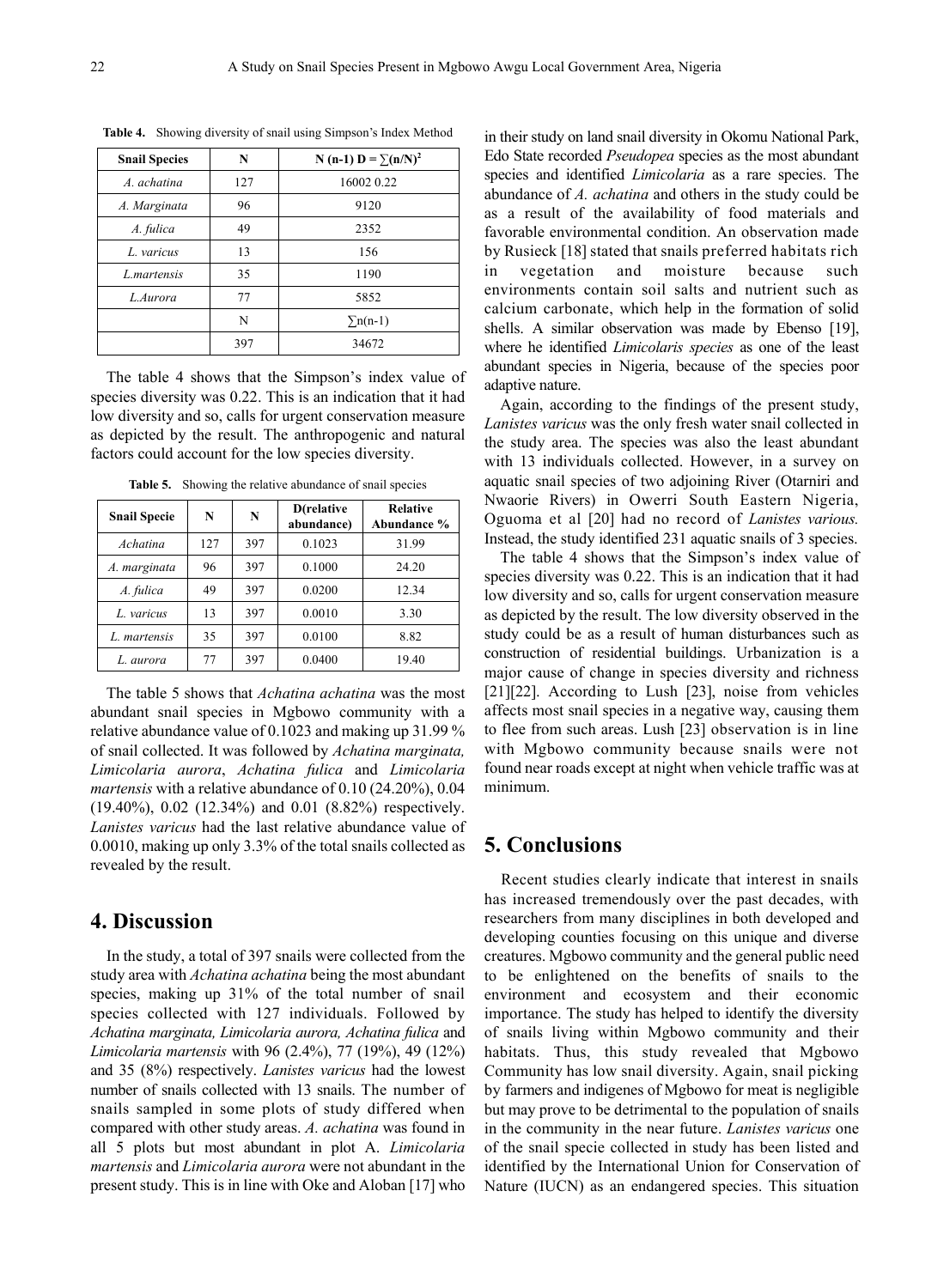**Table 4.** Showing diversity of snail using Simpson's Index Method

| Snail Species | N | N (n-1) D = $\sum(n/N)^2$ |
|---|---|---|
| *A. achatina* | 127 | 16002 0.22 |
| *A. Marginata* | 96 | 9120 |
| *A. fulica* | 49 | 2352 |
| *L. varicus* | 13 | 156 |
| *L.martensis* | 35 | 1190 |
| *L.Aurora* | 77 | 5852 |
| | N | $\sum n(n-1)$ |
| | 397 | 34672 |

The table 4 shows that the Simpson's index value of species diversity was 0.22. This is an indication that it had low diversity and so, calls for urgent conservation measure as depicted by the result. The anthropogenic and natural factors could account for the low species diversity.

**Table 5.** Showing the relative abundance of snail species

| Snail Specie | N | N | D(relative abundance) | Relative Abundance % |
|---|---|---|---|---|
| *Achatina* | 127 | 397 | 0.1023 | 31.99 |
| *A. marginata* | 96 | 397 | 0.1000 | 24.20 |
| *A. fulica* | 49 | 397 | 0.0200 | 12.34 |
| *L. varicus* | 13 | 397 | 0.0010 | 3.30 |
| *L. martensis* | 35 | 397 | 0.0100 | 8.82 |
| *L. aurora* | 77 | 397 | 0.0400 | 19.40 |

The table 5 shows that *Achatina achatina* was the most abundant snail species in Mgbowo community with a relative abundance value of 0.1023 and making up 31.99 % of snail collected. It was followed by *Achatina marginata, Limicolaria aurora*, *Achatina fulica* and *Limicolaria martensis* with a relative abundance of 0.10 (24.20%), 0.04 (19.40%), 0.02 (12.34%) and 0.01 (8.82%) respectively. *Lanistes varicus* had the last relative abundance value of 0.0010, making up only 3.3% of the total snails collected as revealed by the result.

## 4. Discussion

In the study, a total of 397 snails were collected from the study area with *Achatina achatina* being the most abundant species, making up 31% of the total number of snail species collected with 127 individuals. Followed by *Achatina marginata, Limicolaria aurora, Achatina fulica* and *Limicolaria martensis* with 96 (2.4%), 77 (19%), 49 (12%) and 35 (8%) respectively. *Lanistes varicus* had the lowest number of snails collected with 13 snails. The number of snails sampled in some plots of study differed when compared with other study areas. *A. achatina* was found in all 5 plots but most abundant in plot A. *Limicolaria martensis* and *Limicolaria aurora* were not abundant in the present study. This is in line with Oke and Aloban [17] who in their study on land snail diversity in Okomu National Park, Edo State recorded *Pseudopea* species as the most abundant species and identified *Limicolaria* as a rare species. The abundance of *A. achatina* and others in the study could be as a result of the availability of food materials and favorable environmental condition. An observation made by Rusieck [18] stated that snails preferred habitats rich in vegetation and moisture because such environments contain soil salts and nutrient such as calcium carbonate, which help in the formation of solid shells. A similar observation was made by Ebenso [19], where he identified *Limicolaris species* as one of the least abundant species in Nigeria, because of the species poor adaptive nature.

Again, according to the findings of the present study, *Lanistes varicus* was the only fresh water snail collected in the study area. The species was also the least abundant with 13 individuals collected. However, in a survey on aquatic snail species of two adjoining River (Otarniri and Nwaorie Rivers) in Owerri South Eastern Nigeria, Oguoma et al [20] had no record of *Lanistes various.* Instead, the study identified 231 aquatic snails of 3 species.

The table 4 shows that the Simpson's index value of species diversity was 0.22. This is an indication that it had low diversity and so, calls for urgent conservation measure as depicted by the result. The low diversity observed in the study could be as a result of human disturbances such as construction of residential buildings. Urbanization is a major cause of change in species diversity and richness [21][22]. According to Lush [23], noise from vehicles affects most snail species in a negative way, causing them to flee from such areas. Lush [23] observation is in line with Mgbowo community because snails were not found near roads except at night when vehicle traffic was at minimum.

## 5. Conclusions

Recent studies clearly indicate that interest in snails has increased tremendously over the past decades, with researchers from many disciplines in both developed and developing counties focusing on this unique and diverse creatures. Mgbowo community and the general public need to be enlightened on the benefits of snails to the environment and ecosystem and their economic importance. The study has helped to identify the diversity of snails living within Mgbowo community and their habitats. Thus, this study revealed that Mgbowo Community has low snail diversity. Again, snail picking by farmers and indigenes of Mgbowo for meat is negligible but may prove to be detrimental to the population of snails in the community in the near future. *Lanistes varicus* one of the snail specie collected in study has been listed and identified by the International Union for Conservation of Nature (IUCN) as an endangered species. This situation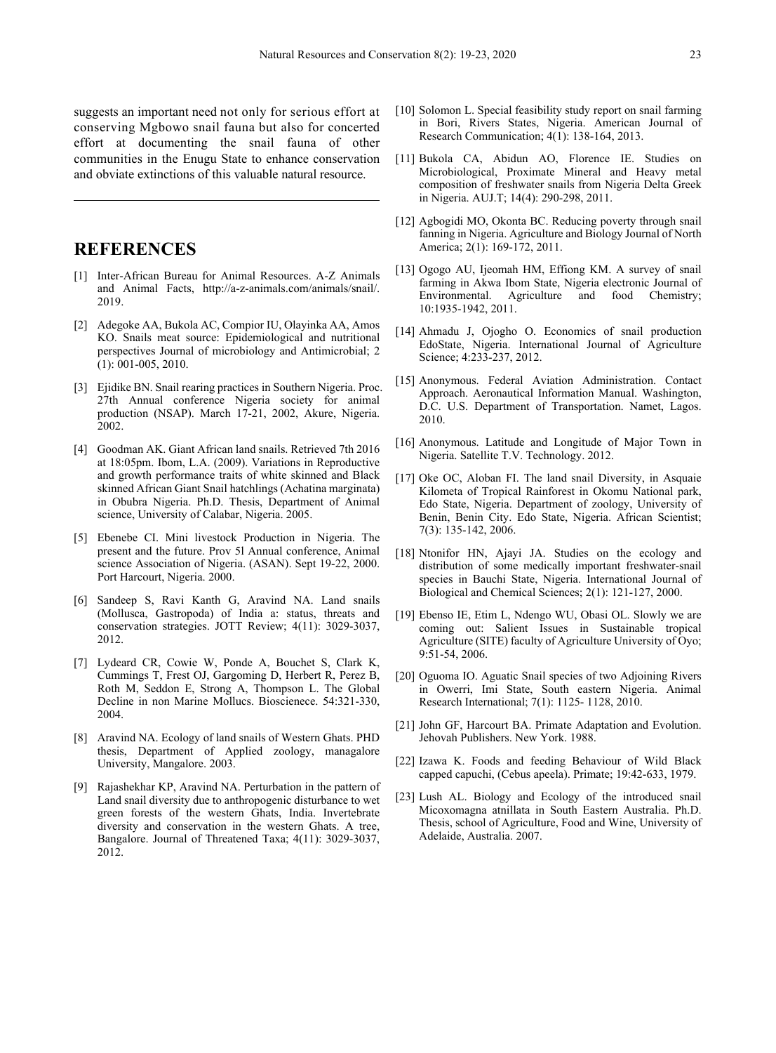suggests an important need not only for serious effort at conserving Mgbowo snail fauna but also for concerted effort at documenting the snail fauna of other communities in the Enugu State to enhance conservation and obviate extinctions of this valuable natural resource.

## REFERENCES

[1] Inter-African Bureau for Animal Resources. A-Z Animals and Animal Facts, http://a-z-animals.com/animals/snail/. 2019.

[2] Adegoke AA, Bukola AC, Compior IU, Olayinka AA, Amos KO. Snails meat source: Epidemiological and nutritional perspectives Journal of microbiology and Antimicrobial; 2 (1): 001-005, 2010.

[3] Ejidike BN. Snail rearing practices in Southern Nigeria. Proc. 27th Annual conference Nigeria society for animal production (NSAP). March 17-21, 2002, Akure, Nigeria. 2002.

[4] Goodman AK. Giant African land snails. Retrieved 7th 2016 at 18:05pm. Ibom, L.A. (2009). Variations in Reproductive and growth performance traits of white skinned and Black skinned African Giant Snail hatchlings (Achatina marginata) in Obubra Nigeria. Ph.D. Thesis, Department of Animal science, University of Calabar, Nigeria. 2005.

[5] Ebenebe CI. Mini livestock Production in Nigeria. The present and the future. Prov 5l Annual conference, Animal science Association of Nigeria. (ASAN). Sept 19-22, 2000. Port Harcourt, Nigeria. 2000.

[6] Sandeep S, Ravi Kanth G, Aravind NA. Land snails (Mollusca, Gastropoda) of India a: status, threats and conservation strategies. JOTT Review; 4(11): 3029-3037, 2012.

[7] Lydeard CR, Cowie W, Ponde A, Bouchet S, Clark K, Cummings T, Frest OJ, Gargoming D, Herbert R, Perez B, Roth M, Seddon E, Strong A, Thompson L. The Global Decline in non Marine Mollucs. Bioscienece. 54:321-330, 2004.

[8] Aravind NA. Ecology of land snails of Western Ghats. PHD thesis, Department of Applied zoology, managalore University, Mangalore. 2003.

[9] Rajashekhar KP, Aravind NA. Perturbation in the pattern of Land snail diversity due to anthropogenic disturbance to wet green forests of the western Ghats, India. Invertebrate diversity and conservation in the western Ghats. A tree, Bangalore. Journal of Threatened Taxa; 4(11): 3029-3037, 2012.

[10] Solomon L. Special feasibility study report on snail farming in Bori, Rivers States, Nigeria. American Journal of Research Communication; 4(1): 138-164, 2013.

[11] Bukola CA, Abidun AO, Florence IE. Studies on Microbiological, Proximate Mineral and Heavy metal composition of freshwater snails from Nigeria Delta Greek in Nigeria. AUJ.T; 14(4): 290-298, 2011.

[12] Agbogidi MO, Okonta BC. Reducing poverty through snail fanning in Nigeria. Agriculture and Biology Journal of North America; 2(1): 169-172, 2011.

[13] Ogogo AU, Ijeomah HM, Effiong KM. A survey of snail farming in Akwa Ibom State, Nigeria electronic Journal of Environmental. Agriculture and food Chemistry; 10:1935-1942, 2011.

[14] Ahmadu J, Ojogho O. Economics of snail production EdoState, Nigeria. International Journal of Agriculture Science; 4:233-237, 2012.

[15] Anonymous. Federal Aviation Administration. Contact Approach. Aeronautical Information Manual. Washington, D.C. U.S. Department of Transportation. Namet, Lagos. 2010.

[16] Anonymous. Latitude and Longitude of Major Town in Nigeria. Satellite T.V. Technology. 2012.

[17] Oke OC, Aloban FI. The land snail Diversity, in Asquaie Kilometa of Tropical Rainforest in Okomu National park, Edo State, Nigeria. Department of zoology, University of Benin, Benin City. Edo State, Nigeria. African Scientist; 7(3): 135-142, 2006.

[18] Ntonifor HN, Ajayi JA. Studies on the ecology and distribution of some medically important freshwater-snail species in Bauchi State, Nigeria. International Journal of Biological and Chemical Sciences; 2(1): 121-127, 2000.

[19] Ebenso IE, Etim L, Ndengo WU, Obasi OL. Slowly we are coming out: Salient Issues in Sustainable tropical Agriculture (SITE) faculty of Agriculture University of Oyo; 9:51-54, 2006.

[20] Oguoma IO. Aguatic Snail species of two Adjoining Rivers in Owerri, Imi State, South eastern Nigeria. Animal Research International; 7(1): 1125- 1128, 2010.

[21] John GF, Harcourt BA. Primate Adaptation and Evolution. Jehovah Publishers. New York. 1988.

[22] Izawa K. Foods and feeding Behaviour of Wild Black capped capuchi, (Cebus apeela). Primate; 19:42-633, 1979.

[23] Lush AL. Biology and Ecology of the introduced snail Micoxomagna atnillata in South Eastern Australia. Ph.D. Thesis, school of Agriculture, Food and Wine, University of Adelaide, Australia. 2007.